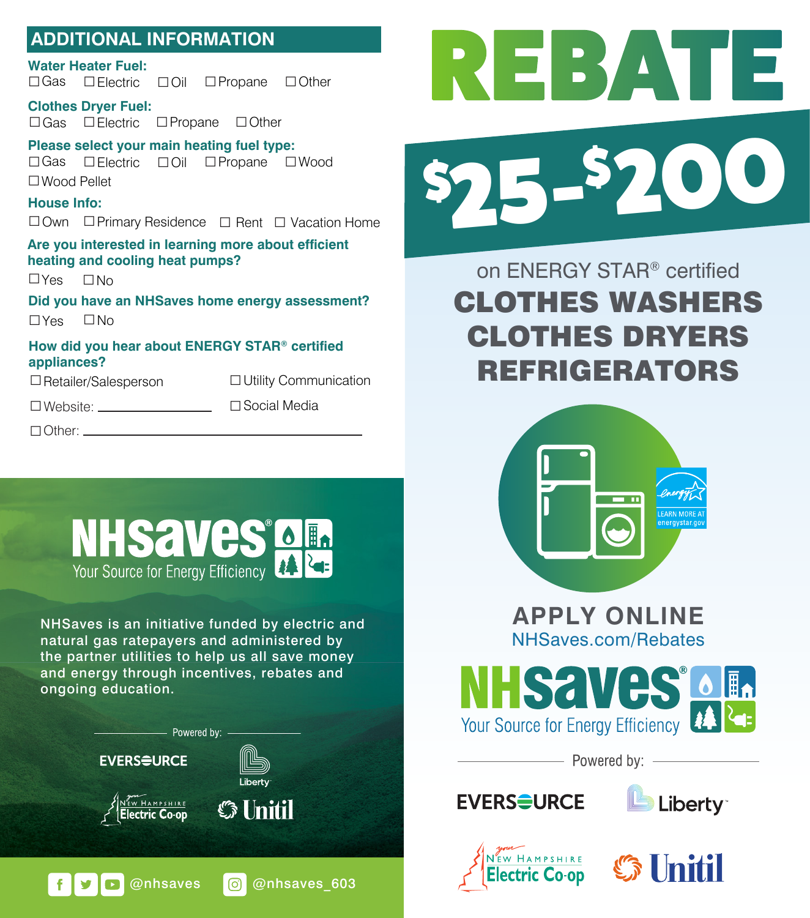## ADDITIONAL INFORMATION

**Water Heater Fuel:**
☐ Gas ☐ Electric ☐ Oil ☐ Propane ☐ Other

**Clothes Dryer Fuel:**
☐ Gas ☐ Electric ☐ Propane ☐ Other

**Please select your main heating fuel type:**
☐ Gas ☐ Electric ☐ Oil ☐ Propane ☐ Wood
☐ Wood Pellet

**House Info:**
☐ Own ☐ Primary Residence ☐ Rent ☐ Vacation Home

**Are you interested in learning more about efficient heating and cooling heat pumps?**
☐ Yes ☐ No

**Did you have an NHSaves home energy assessment?**
☐ Yes ☐ No

**How did you hear about ENERGY STAR® certified appliances?**
☐ Retailer/Salesperson ☐ Utility Communication
☐ Website: ______________ ☐ Social Media
☐ Other: ______________________________

**NHSaves®** Your Source for Energy Efficiency

NHSaves is an initiative funded by electric and natural gas ratepayers and administered by the partner utilities to help us all save money and energy through incentives, rebates and ongoing education.

Powered by:

EVERSOURCE | Liberty | New Hampshire Electric Co-op | Unitil

@nhsaves @nhsaves_603

# REBATE

# $25-$200

on ENERGY STAR® certified

## CLOTHES WASHERS
## CLOTHES DRYERS
## REFRIGERATORS

energy star — LEARN MORE AT energystar.gov

**APPLY ONLINE**
NHSaves.com/Rebates

**NHSaves®** Your Source for Energy Efficiency

Powered by:

EVERSOURCE | Liberty | New Hampshire Electric Co-op | Unitil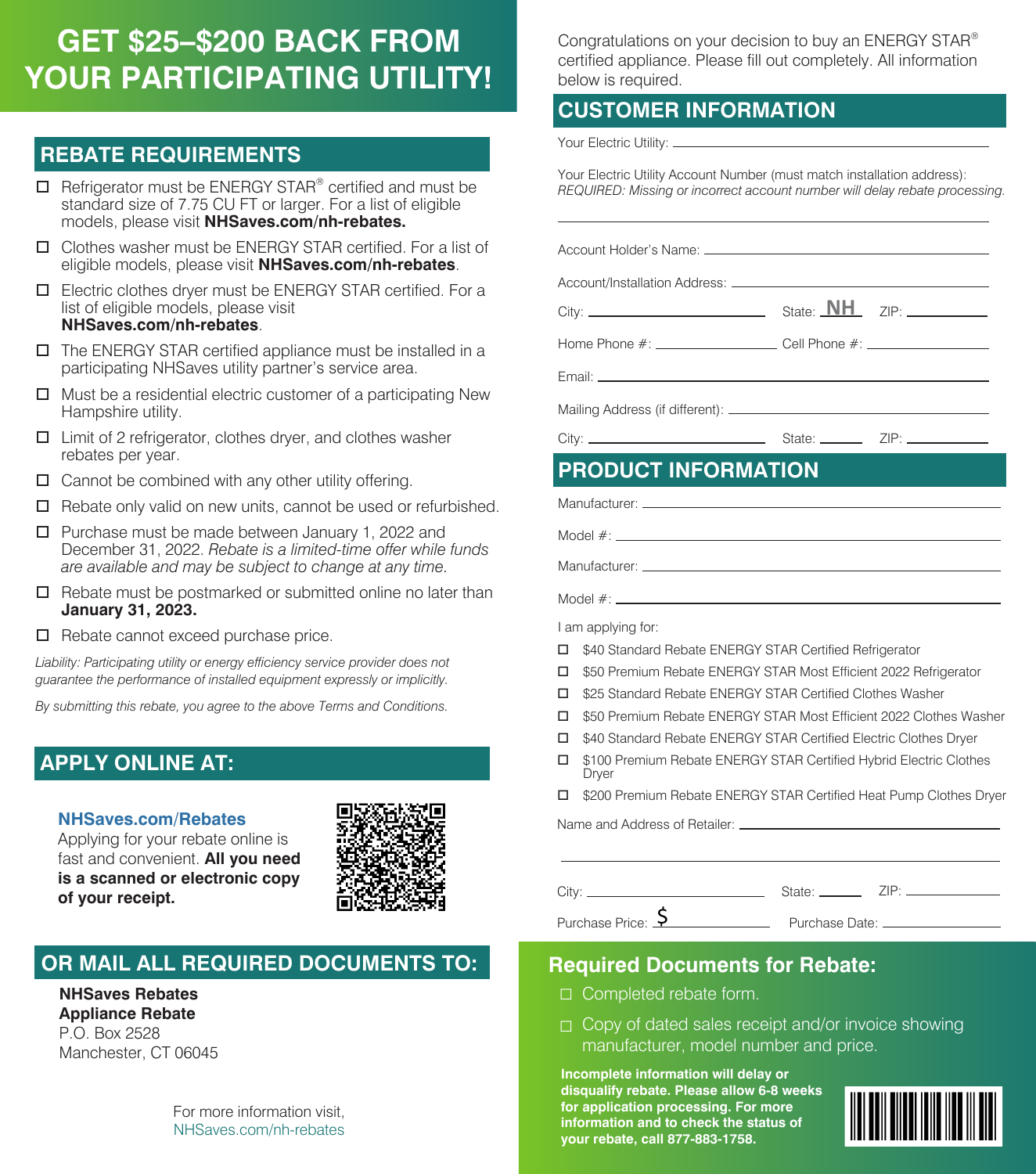# GET $25–$200 BACK FROM YOUR PARTICIPATING UTILITY!

## REBATE REQUIREMENTS

- ☐ Refrigerator must be ENERGY STAR® certified and must be standard size of 7.75 CU FT or larger. For a list of eligible models, please visit **NHSaves.com/nh-rebates.**
- ☐ Clothes washer must be ENERGY STAR certified. For a list of eligible models, please visit **NHSaves.com/nh-rebates**.
- ☐ Electric clothes dryer must be ENERGY STAR certified. For a list of eligible models, please visit **NHSaves.com/nh-rebates**.
- ☐ The ENERGY STAR certified appliance must be installed in a participating NHSaves utility partner's service area.
- ☐ Must be a residential electric customer of a participating New Hampshire utility.
- ☐ Limit of 2 refrigerator, clothes dryer, and clothes washer rebates per year.
- ☐ Cannot be combined with any other utility offering.
- ☐ Rebate only valid on new units, cannot be used or refurbished.
- ☐ Purchase must be made between January 1, 2022 and December 31, 2022. *Rebate is a limited-time offer while funds are available and may be subject to change at any time.*
- ☐ Rebate must be postmarked or submitted online no later than **January 31, 2023.**
- ☐ Rebate cannot exceed purchase price.

*Liability: Participating utility or energy efficiency service provider does not guarantee the performance of installed equipment expressly or implicitly.*

*By submitting this rebate, you agree to the above Terms and Conditions.*

## APPLY ONLINE AT:

**NHSaves.com/Rebates**
Applying for your rebate online is fast and convenient. **All you need is a scanned or electronic copy of your receipt.**

## OR MAIL ALL REQUIRED DOCUMENTS TO:

**NHSaves Rebates**
**Appliance Rebate**
P.O. Box 2528
Manchester, CT 06045

For more information visit,
NHSaves.com/nh-rebates

Congratulations on your decision to buy an ENERGY STAR® certified appliance. Please fill out completely. All information below is required.

## CUSTOMER INFORMATION

Your Electric Utility: ______________________

Your Electric Utility Account Number (must match installation address):
*REQUIRED: Missing or incorrect account number will delay rebate processing.*

______________________

Account Holder's Name: ______________________

Account/Installation Address: ______________________

City: ____________ State: NH ZIP: ____________

Home Phone #: ____________ Cell Phone #: ____________

Email: ______________________

Mailing Address (if different): ______________________

City: ____________ State: ______ ZIP: ____________

## PRODUCT INFORMATION

Manufacturer: ______________________

Model #: ______________________

Manufacturer: ______________________

Model #: ______________________

I am applying for:

- ☐ $40 Standard Rebate ENERGY STAR Certified Refrigerator
- ☐ $50 Premium Rebate ENERGY STAR Most Efficient 2022 Refrigerator
- ☐ $25 Standard Rebate ENERGY STAR Certified Clothes Washer
- ☐ $50 Premium Rebate ENERGY STAR Most Efficient 2022 Clothes Washer
- ☐ $40 Standard Rebate ENERGY STAR Certified Electric Clothes Dryer
- ☐ $100 Premium Rebate ENERGY STAR Certified Hybrid Electric Clothes Dryer
- ☐ $200 Premium Rebate ENERGY STAR Certified Heat Pump Clothes Dryer

Name and Address of Retailer: ______________________

______________________

City: ____________ State: ______ ZIP: ____________

Purchase Price: $ ____________ Purchase Date: ____________

## Required Documents for Rebate:

- ☐ Completed rebate form.
- ☐ Copy of dated sales receipt and/or invoice showing manufacturer, model number and price.

**Incomplete information will delay or disqualify rebate. Please allow 6-8 weeks for application processing. For more information and to check the status of your rebate, call 877-883-1758.**